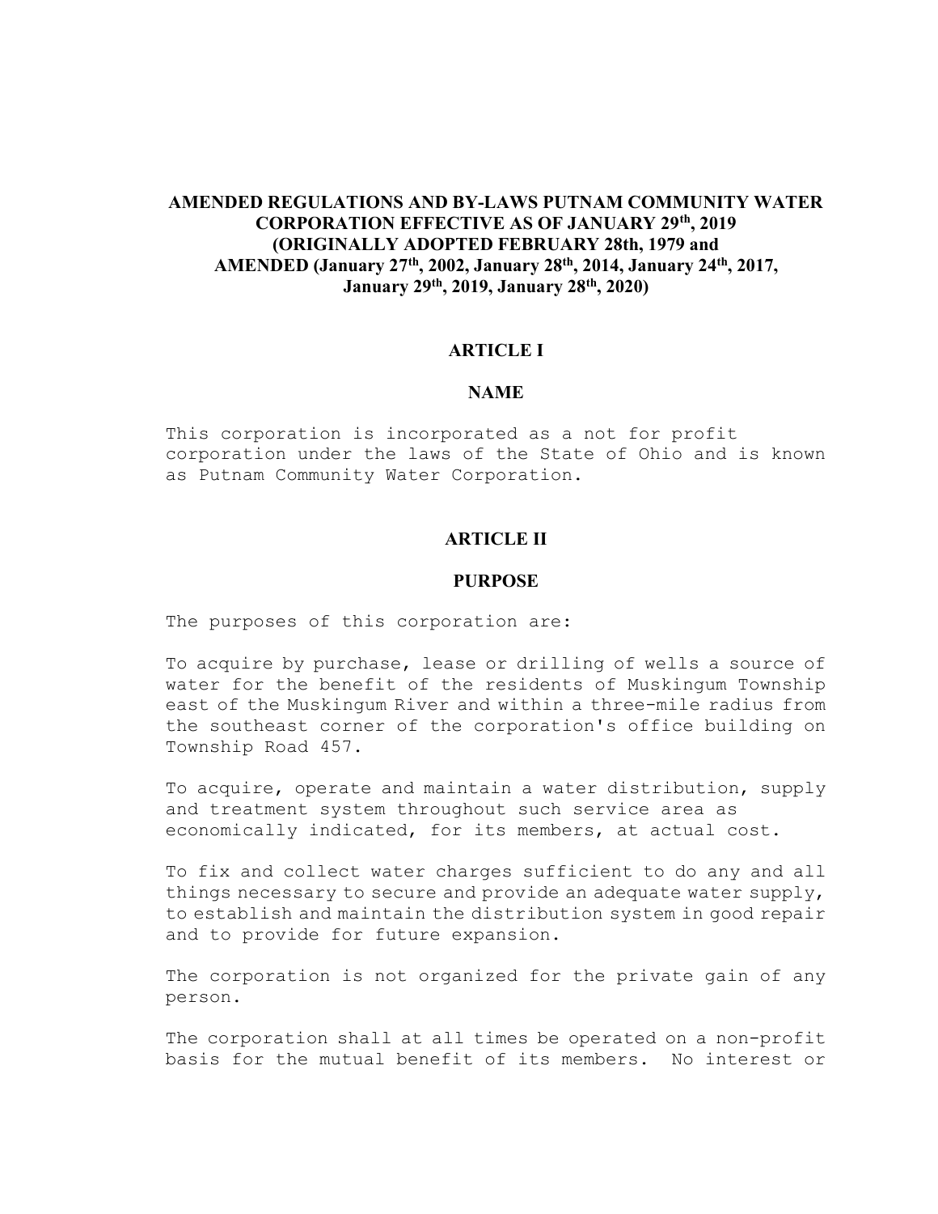# AMENDED REGULATIONS AND BY-LAWS PUTNAM COMMUNITY WATER CORPORATION EFFECTIVE AS OF JANUARY 29th, 2019 (ORIGINALLY ADOPTED FEBRUARY 28th, 1979 and AMENDED (January 27th, 2002, January 28th, 2014, January 24th, 2017, January 29th, 2019, January 28th, 2020)

## ARTICLE I

### NAME

This corporation is incorporated as a not for profit corporation under the laws of the State of Ohio and is known as Putnam Community Water Corporation.

## ARTICLE II

### PURPOSE

The purposes of this corporation are:

To acquire by purchase, lease or drilling of wells a source of water for the benefit of the residents of Muskingum Township east of the Muskingum River and within a three-mile radius from the southeast corner of the corporation's office building on Township Road 457.

To acquire, operate and maintain a water distribution, supply and treatment system throughout such service area as economically indicated, for its members, at actual cost.

To fix and collect water charges sufficient to do any and all things necessary to secure and provide an adequate water supply, to establish and maintain the distribution system in good repair and to provide for future expansion.

The corporation is not organized for the private gain of any person.

The corporation shall at all times be operated on a non-profit basis for the mutual benefit of its members. No interest or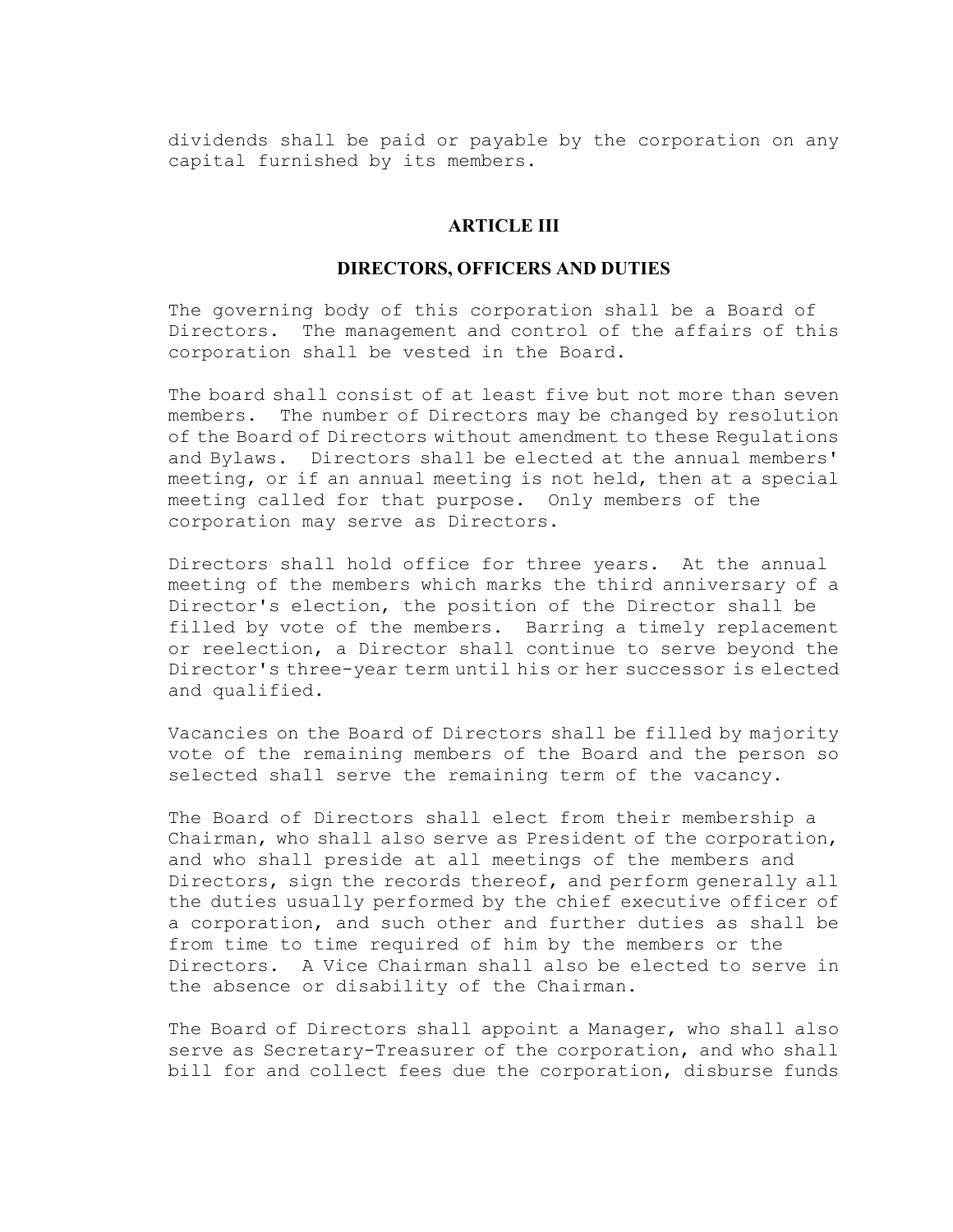dividends shall be paid or payable by the corporation on any capital furnished by its members.

## ARTICLE III

## DIRECTORS, OFFICERS AND DUTIES

The governing body of this corporation shall be a Board of Directors. The management and control of the affairs of this corporation shall be vested in the Board.

The board shall consist of at least five but not more than seven members. The number of Directors may be changed by resolution of the Board of Directors without amendment to these Regulations and Bylaws. Directors shall be elected at the annual members' meeting, or if an annual meeting is not held, then at a special meeting called for that purpose. Only members of the corporation may serve as Directors.

Directors shall hold office for three years. At the annual meeting of the members which marks the third anniversary of a Director's election, the position of the Director shall be filled by vote of the members. Barring a timely replacement or reelection, a Director shall continue to serve beyond the Director's three-year term until his or her successor is elected and qualified.

Vacancies on the Board of Directors shall be filled by majority vote of the remaining members of the Board and the person so selected shall serve the remaining term of the vacancy.

The Board of Directors shall elect from their membership a Chairman, who shall also serve as President of the corporation, and who shall preside at all meetings of the members and Directors, sign the records thereof, and perform generally all the duties usually performed by the chief executive officer of a corporation, and such other and further duties as shall be from time to time required of him by the members or the Directors. A Vice Chairman shall also be elected to serve in the absence or disability of the Chairman.

The Board of Directors shall appoint a Manager, who shall also serve as Secretary-Treasurer of the corporation, and who shall bill for and collect fees due the corporation, disburse funds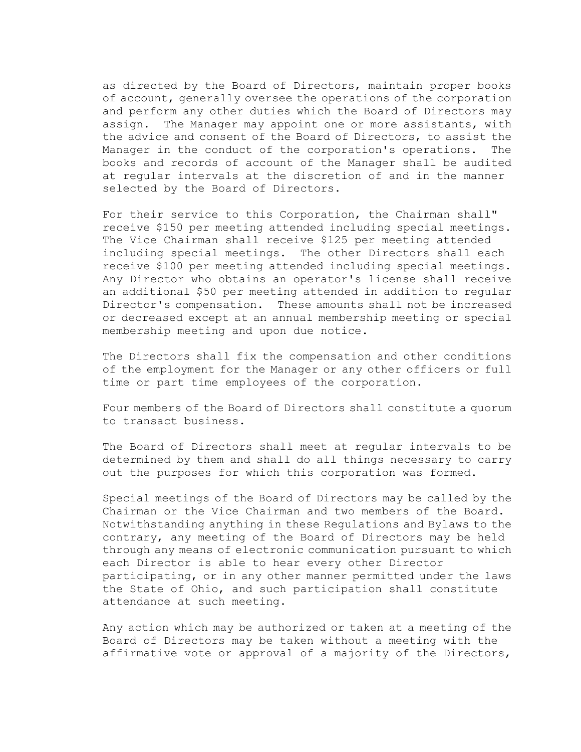as directed by the Board of Directors, maintain proper books of account, generally oversee the operations of the corporation and perform any other duties which the Board of Directors may assign. The Manager may appoint one or more assistants, with the advice and consent of the Board of Directors, to assist the Manager in the conduct of the corporation's operations. The books and records of account of the Manager shall be audited at regular intervals at the discretion of and in the manner selected by the Board of Directors.

For their service to this Corporation, the Chairman shall" receive $150 per meeting attended including special meetings. The Vice Chairman shall receive $125 per meeting attended including special meetings. The other Directors shall each receive $100 per meeting attended including special meetings. Any Director who obtains an operator's license shall receive an additional $50 per meeting attended in addition to regular Director's compensation. These amounts shall not be increased or decreased except at an annual membership meeting or special membership meeting and upon due notice.

The Directors shall fix the compensation and other conditions of the employment for the Manager or any other officers or full time or part time employees of the corporation.

Four members of the Board of Directors shall constitute a quorum to transact business.

The Board of Directors shall meet at regular intervals to be determined by them and shall do all things necessary to carry out the purposes for which this corporation was formed.

Special meetings of the Board of Directors may be called by the Chairman or the Vice Chairman and two members of the Board. Notwithstanding anything in these Regulations and Bylaws to the contrary, any meeting of the Board of Directors may be held through any means of electronic communication pursuant to which each Director is able to hear every other Director participating, or in any other manner permitted under the laws the State of Ohio, and such participation shall constitute attendance at such meeting.

Any action which may be authorized or taken at a meeting of the Board of Directors may be taken without a meeting with the affirmative vote or approval of a majority of the Directors,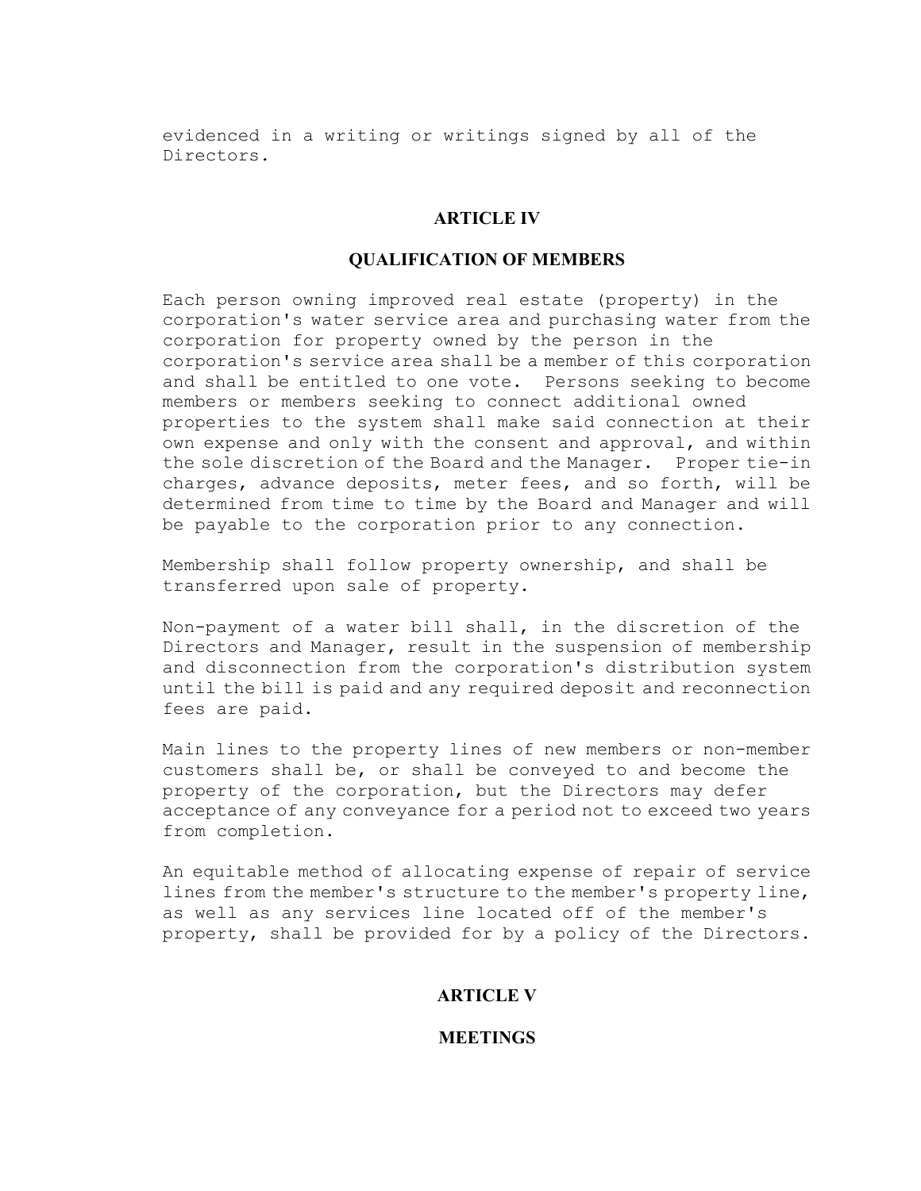evidenced in a writing or writings signed by all of the Directors.

## ARTICLE IV

## QUALIFICATION OF MEMBERS

Each person owning improved real estate (property) in the corporation's water service area and purchasing water from the corporation for property owned by the person in the corporation's service area shall be a member of this corporation and shall be entitled to one vote. Persons seeking to become members or members seeking to connect additional owned properties to the system shall make said connection at their own expense and only with the consent and approval, and within the sole discretion of the Board and the Manager. Proper tie-in charges, advance deposits, meter fees, and so forth, will be determined from time to time by the Board and Manager and will be payable to the corporation prior to any connection.

Membership shall follow property ownership, and shall be transferred upon sale of property.

Non-payment of a water bill shall, in the discretion of the Directors and Manager, result in the suspension of membership and disconnection from the corporation's distribution system until the bill is paid and any required deposit and reconnection fees are paid.

Main lines to the property lines of new members or non-member customers shall be, or shall be conveyed to and become the property of the corporation, but the Directors may defer acceptance of any conveyance for a period not to exceed two years from completion.

An equitable method of allocating expense of repair of service lines from the member's structure to the member's property line, as well as any services line located off of the member's property, shall be provided for by a policy of the Directors.

## ARTICLE V

## MEETINGS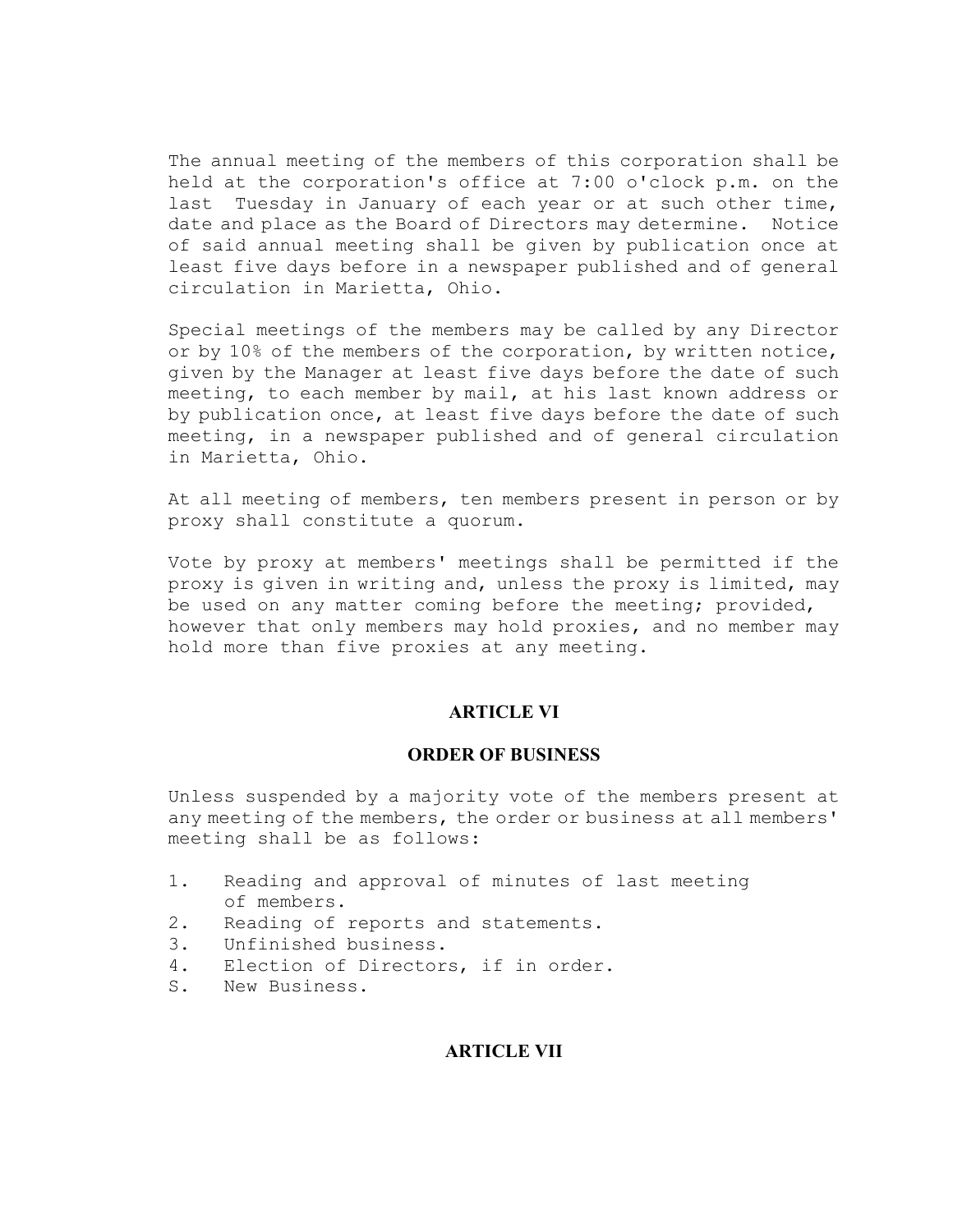The annual meeting of the members of this corporation shall be held at the corporation's office at 7:00 o'clock p.m. on the last Tuesday in January of each year or at such other time, date and place as the Board of Directors may determine. Notice of said annual meeting shall be given by publication once at least five days before in a newspaper published and of general circulation in Marietta, Ohio.

Special meetings of the members may be called by any Director or by 10% of the members of the corporation, by written notice, given by the Manager at least five days before the date of such meeting, to each member by mail, at his last known address or by publication once, at least five days before the date of such meeting, in a newspaper published and of general circulation in Marietta, Ohio.

At all meeting of members, ten members present in person or by proxy shall constitute a quorum.

Vote by proxy at members' meetings shall be permitted if the proxy is given in writing and, unless the proxy is limited, may be used on any matter coming before the meeting; provided, however that only members may hold proxies, and no member may hold more than five proxies at any meeting.

## ARTICLE VI

## ORDER OF BUSINESS

Unless suspended by a majority vote of the members present at any meeting of the members, the order or business at all members' meeting shall be as follows:

1. Reading and approval of minutes of last meeting of members.
2. Reading of reports and statements.
3. Unfinished business.
4. Election of Directors, if in order.
S. New Business.

## ARTICLE VII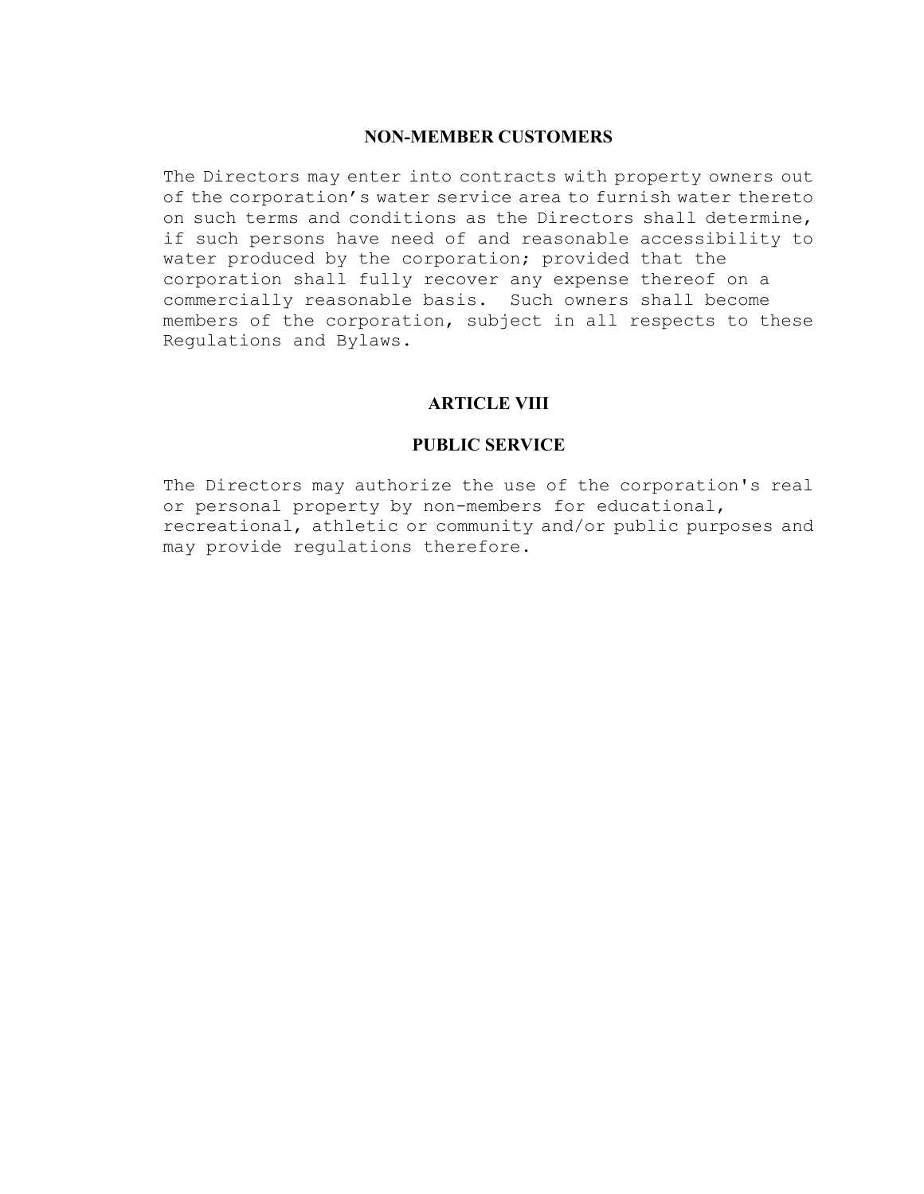## NON-MEMBER CUSTOMERS

The Directors may enter into contracts with property owners out of the corporation's water service area to furnish water thereto on such terms and conditions as the Directors shall determine, if such persons have need of and reasonable accessibility to water produced by the corporation; provided that the corporation shall fully recover any expense thereof on a commercially reasonable basis. Such owners shall become members of the corporation, subject in all respects to these Regulations and Bylaws.

## ARTICLE VIII

## PUBLIC SERVICE

The Directors may authorize the use of the corporation's real or personal property by non-members for educational, recreational, athletic or community and/or public purposes and may provide regulations therefore.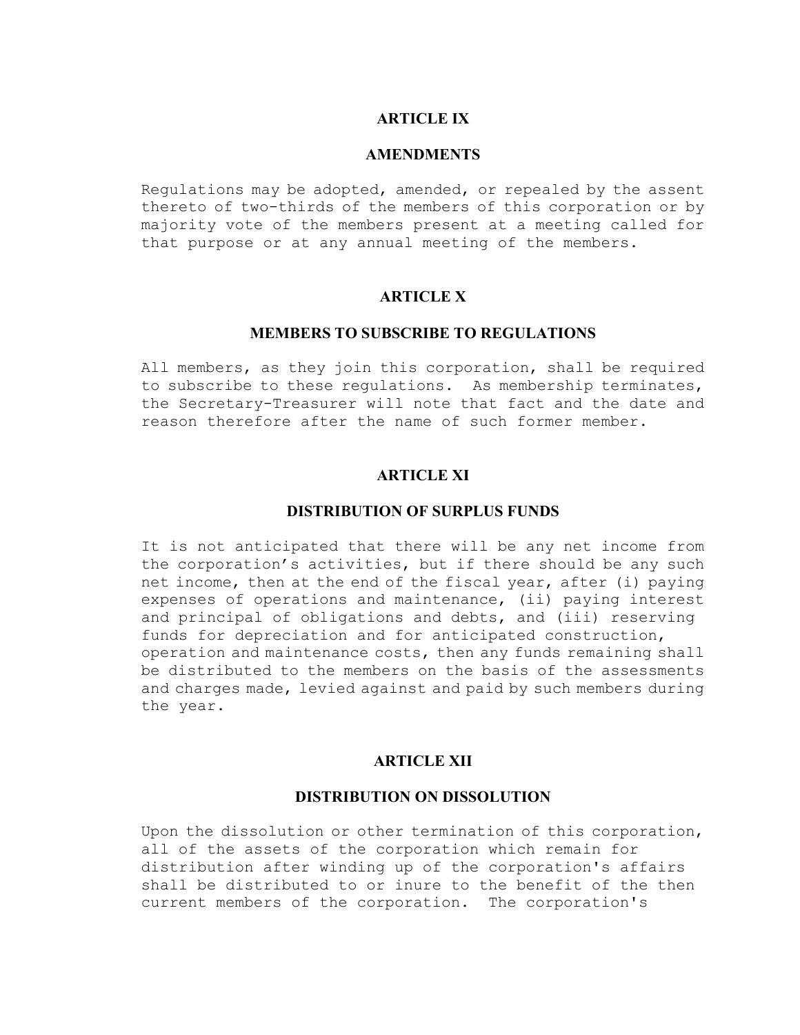## ARTICLE IX

## AMENDMENTS

Regulations may be adopted, amended, or repealed by the assent thereto of two-thirds of the members of this corporation or by majority vote of the members present at a meeting called for that purpose or at any annual meeting of the members.

## ARTICLE X

## MEMBERS TO SUBSCRIBE TO REGULATIONS

All members, as they join this corporation, shall be required to subscribe to these regulations. As membership terminates, the Secretary-Treasurer will note that fact and the date and reason therefore after the name of such former member.

## ARTICLE XI

## DISTRIBUTION OF SURPLUS FUNDS

It is not anticipated that there will be any net income from the corporation's activities, but if there should be any such net income, then at the end of the fiscal year, after (i) paying expenses of operations and maintenance, (ii) paying interest and principal of obligations and debts, and (iii) reserving funds for depreciation and for anticipated construction, operation and maintenance costs, then any funds remaining shall be distributed to the members on the basis of the assessments and charges made, levied against and paid by such members during the year.

## ARTICLE XII

## DISTRIBUTION ON DISSOLUTION

Upon the dissolution or other termination of this corporation, all of the assets of the corporation which remain for distribution after winding up of the corporation's affairs shall be distributed to or inure to the benefit of the then current members of the corporation. The corporation's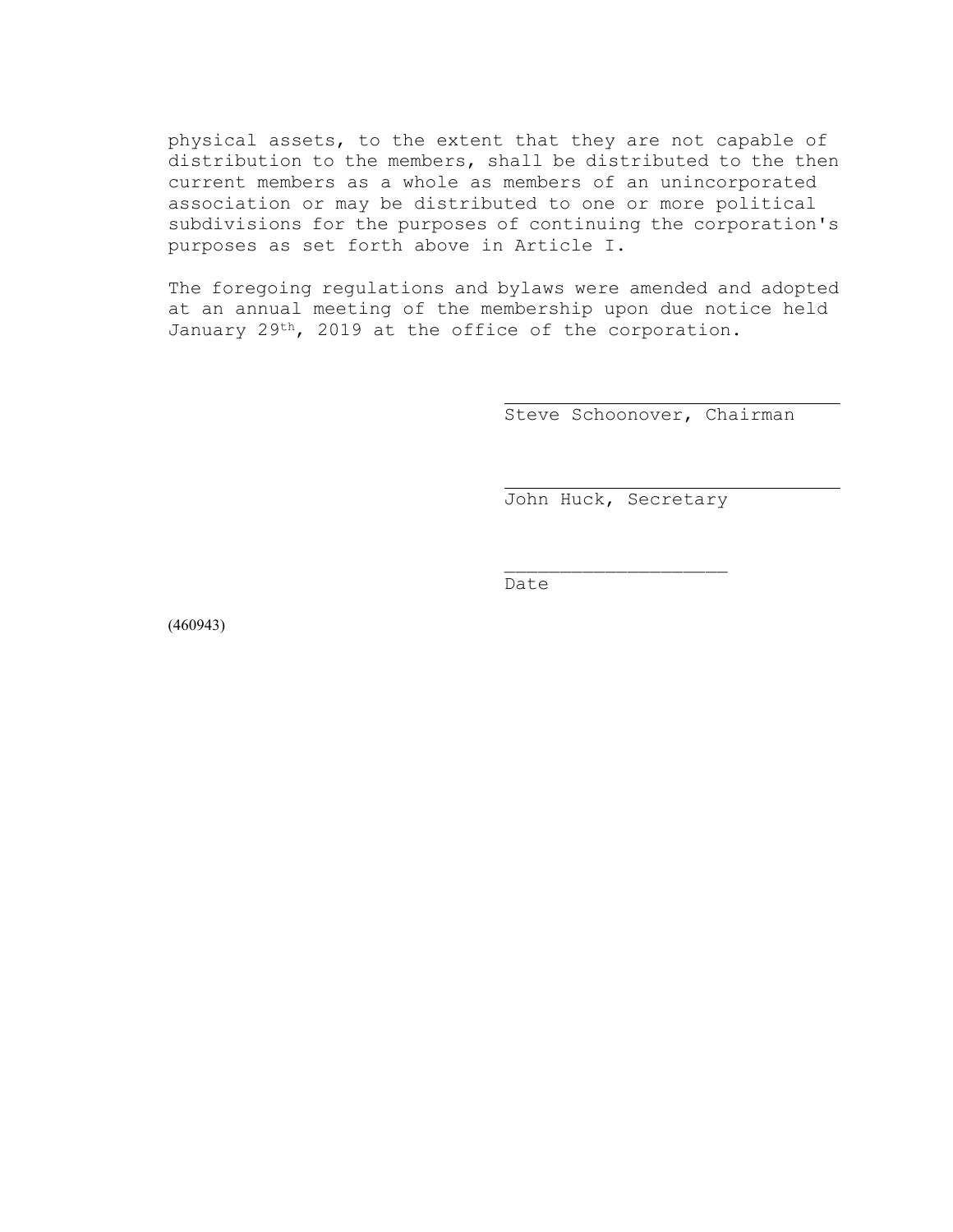physical assets, to the extent that they are not capable of distribution to the members, shall be distributed to the then current members as a whole as members of an unincorporated association or may be distributed to one or more political subdivisions for the purposes of continuing the corporation's purposes as set forth above in Article I.

The foregoing regulations and bylaws were amended and adopted at an annual meeting of the membership upon due notice held January 29th, 2019 at the office of the corporation.

\_\_\_\_\_\_\_\_\_\_\_\_\_\_\_\_\_\_\_\_\_\_\_\_\_\_\_\_\_\_\_\_
Steve Schoonover, Chairman

\_\_\_\_\_\_\_\_\_\_\_\_\_\_\_\_\_\_\_\_\_\_\_\_\_\_\_\_\_\_\_\_
John Huck, Secretary

\_\_\_\_\_\_\_\_\_\_\_\_\_\_\_\_\_\_\_\_
Date

(460943)